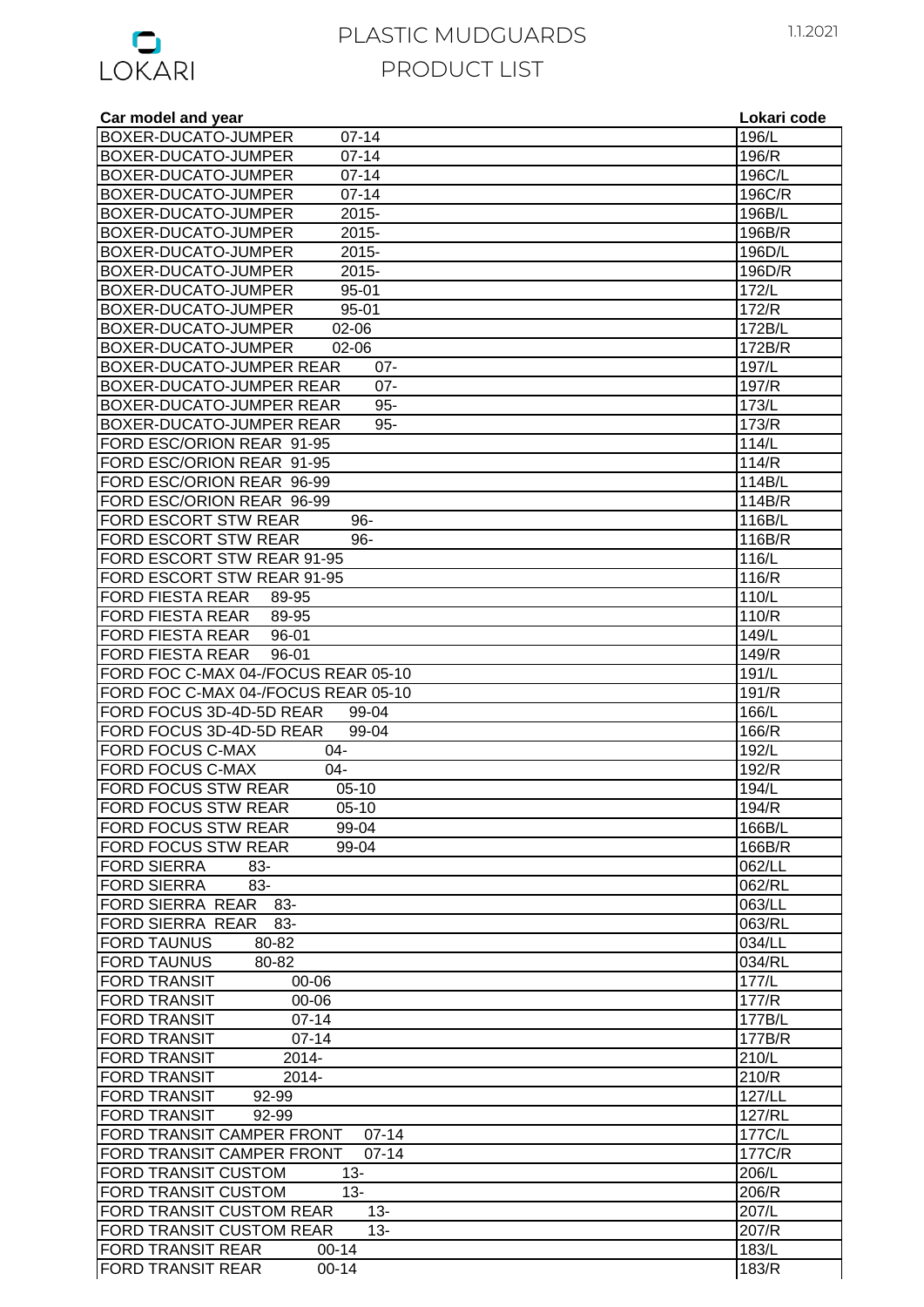# PLASTIC MUDGUARDS

# PRODUCT LIST

1.1.2021

| Car model and year | Lokari code |
|---|---|
| BOXER-DUCATO-JUMPER 07-14 | 196/L |
| BOXER-DUCATO-JUMPER 07-14 | 196/R |
| BOXER-DUCATO-JUMPER 07-14 | 196C/L |
| BOXER-DUCATO-JUMPER 07-14 | 196C/R |
| BOXER-DUCATO-JUMPER 2015- | 196B/L |
| BOXER-DUCATO-JUMPER 2015- | 196B/R |
| BOXER-DUCATO-JUMPER 2015- | 196D/L |
| BOXER-DUCATO-JUMPER 2015- | 196D/R |
| BOXER-DUCATO-JUMPER 95-01 | 172/L |
| BOXER-DUCATO-JUMPER 95-01 | 172/R |
| BOXER-DUCATO-JUMPER 02-06 | 172B/L |
| BOXER-DUCATO-JUMPER 02-06 | 172B/R |
| BOXER-DUCATO-JUMPER REAR 07- | 197/L |
| BOXER-DUCATO-JUMPER REAR 07- | 197/R |
| BOXER-DUCATO-JUMPER REAR 95- | 173/L |
| BOXER-DUCATO-JUMPER REAR 95- | 173/R |
| FORD ESC/ORION REAR 91-95 | 114/L |
| FORD ESC/ORION REAR 91-95 | 114/R |
| FORD ESC/ORION REAR 96-99 | 114B/L |
| FORD ESC/ORION REAR 96-99 | 114B/R |
| FORD ESCORT STW REAR 96- | 116B/L |
| FORD ESCORT STW REAR 96- | 116B/R |
| FORD ESCORT STW REAR 91-95 | 116/L |
| FORD ESCORT STW REAR 91-95 | 116/R |
| FORD FIESTA REAR 89-95 | 110/L |
| FORD FIESTA REAR 89-95 | 110/R |
| FORD FIESTA REAR 96-01 | 149/L |
| FORD FIESTA REAR 96-01 | 149/R |
| FORD FOC C-MAX 04-/FOCUS REAR 05-10 | 191/L |
| FORD FOC C-MAX 04-/FOCUS REAR 05-10 | 191/R |
| FORD FOCUS 3D-4D-5D REAR 99-04 | 166/L |
| FORD FOCUS 3D-4D-5D REAR 99-04 | 166/R |
| FORD FOCUS C-MAX 04- | 192/L |
| FORD FOCUS C-MAX 04- | 192/R |
| FORD FOCUS STW REAR 05-10 | 194/L |
| FORD FOCUS STW REAR 05-10 | 194/R |
| FORD FOCUS STW REAR 99-04 | 166B/L |
| FORD FOCUS STW REAR 99-04 | 166B/R |
| FORD SIERRA 83- | 062/LL |
| FORD SIERRA 83- | 062/RL |
| FORD SIERRA REAR 83- | 063/LL |
| FORD SIERRA REAR 83- | 063/RL |
| FORD TAUNUS 80-82 | 034/LL |
| FORD TAUNUS 80-82 | 034/RL |
| FORD TRANSIT 00-06 | 177/L |
| FORD TRANSIT 00-06 | 177/R |
| FORD TRANSIT 07-14 | 177B/L |
| FORD TRANSIT 07-14 | 177B/R |
| FORD TRANSIT 2014- | 210/L |
| FORD TRANSIT 2014- | 210/R |
| FORD TRANSIT 92-99 | 127/LL |
| FORD TRANSIT 92-99 | 127/RL |
| FORD TRANSIT CAMPER FRONT 07-14 | 177C/L |
| FORD TRANSIT CAMPER FRONT 07-14 | 177C/R |
| FORD TRANSIT CUSTOM 13- | 206/L |
| FORD TRANSIT CUSTOM 13- | 206/R |
| FORD TRANSIT CUSTOM REAR 13- | 207/L |
| FORD TRANSIT CUSTOM REAR 13- | 207/R |
| FORD TRANSIT REAR 00-14 | 183/L |
| FORD TRANSIT REAR 00-14 | 183/R |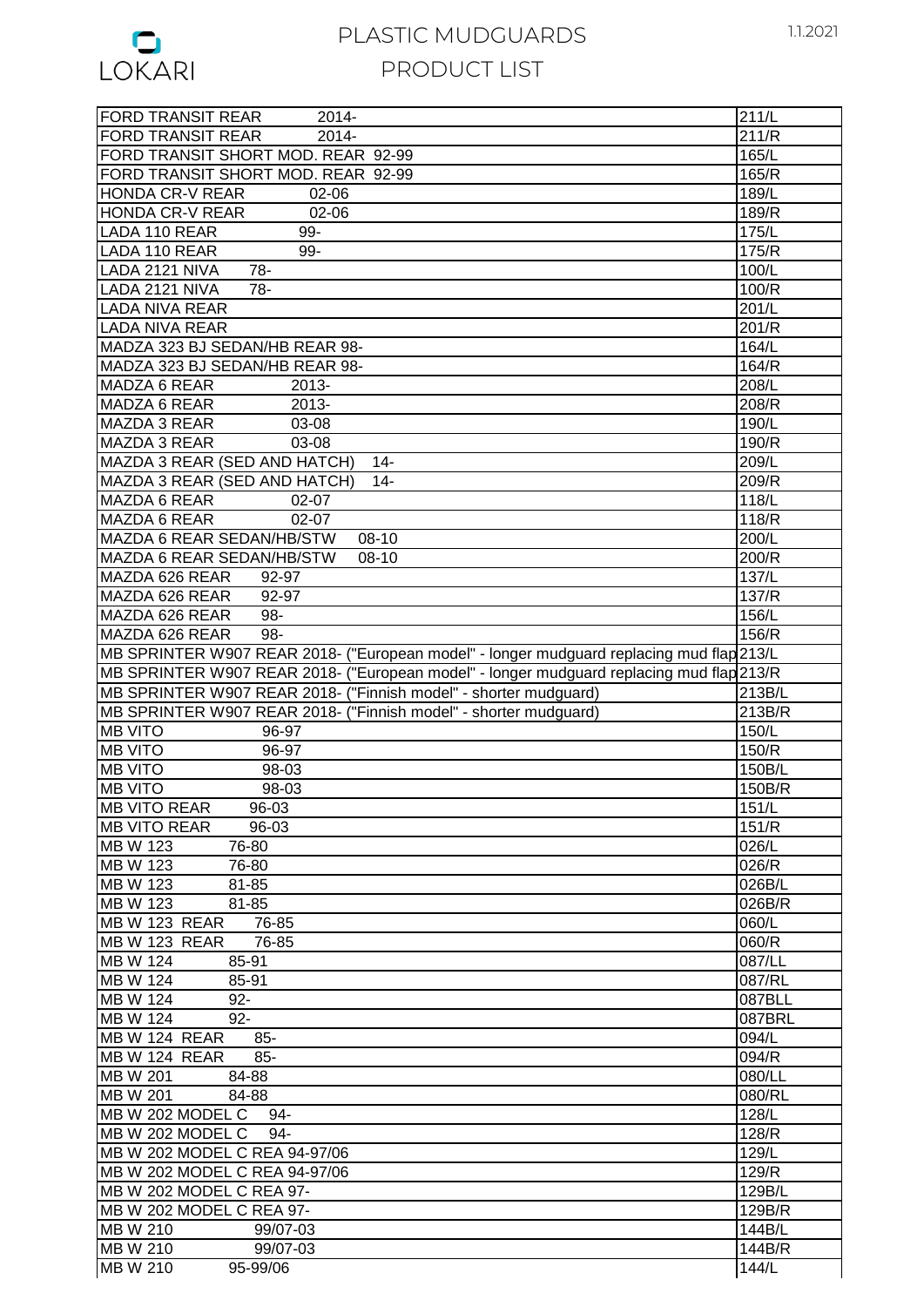# PLASTIC MUDGUARDS

## PRODUCT LIST

| | |
|---|---|
| FORD TRANSIT REAR 2014- | 211/L |
| FORD TRANSIT REAR 2014- | 211/R |
| FORD TRANSIT SHORT MOD. REAR 92-99 | 165/L |
| FORD TRANSIT SHORT MOD. REAR 92-99 | 165/R |
| HONDA CR-V REAR 02-06 | 189/L |
| HONDA CR-V REAR 02-06 | 189/R |
| LADA 110 REAR 99- | 175/L |
| LADA 110 REAR 99- | 175/R |
| LADA 2121 NIVA 78- | 100/L |
| LADA 2121 NIVA 78- | 100/R |
| LADA NIVA REAR | 201/L |
| LADA NIVA REAR | 201/R |
| MADZA 323 BJ SEDAN/HB REAR 98- | 164/L |
| MADZA 323 BJ SEDAN/HB REAR 98- | 164/R |
| MADZA 6 REAR 2013- | 208/L |
| MADZA 6 REAR 2013- | 208/R |
| MAZDA 3 REAR 03-08 | 190/L |
| MAZDA 3 REAR 03-08 | 190/R |
| MAZDA 3 REAR (SED AND HATCH) 14- | 209/L |
| MAZDA 3 REAR (SED AND HATCH) 14- | 209/R |
| MAZDA 6 REAR 02-07 | 118/L |
| MAZDA 6 REAR 02-07 | 118/R |
| MAZDA 6 REAR SEDAN/HB/STW 08-10 | 200/L |
| MAZDA 6 REAR SEDAN/HB/STW 08-10 | 200/R |
| MAZDA 626 REAR 92-97 | 137/L |
| MAZDA 626 REAR 92-97 | 137/R |
| MAZDA 626 REAR 98- | 156/L |
| MAZDA 626 REAR 98- | 156/R |
| MB SPRINTER W907 REAR 2018- ("European model" - longer mudguard replacing mud flap | 213/L |
| MB SPRINTER W907 REAR 2018- ("European model" - longer mudguard replacing mud flap | 213/R |
| MB SPRINTER W907 REAR 2018- ("Finnish model" - shorter mudguard) | 213B/L |
| MB SPRINTER W907 REAR 2018- ("Finnish model" - shorter mudguard) | 213B/R |
| MB VITO 96-97 | 150/L |
| MB VITO 96-97 | 150/R |
| MB VITO 98-03 | 150B/L |
| MB VITO 98-03 | 150B/R |
| MB VITO REAR 96-03 | 151/L |
| MB VITO REAR 96-03 | 151/R |
| MB W 123 76-80 | 026/L |
| MB W 123 76-80 | 026/R |
| MB W 123 81-85 | 026B/L |
| MB W 123 81-85 | 026B/R |
| MB W 123 REAR 76-85 | 060/L |
| MB W 123 REAR 76-85 | 060/R |
| MB W 124 85-91 | 087/LL |
| MB W 124 85-91 | 087/RL |
| MB W 124 92- | 087BLL |
| MB W 124 92- | 087BRL |
| MB W 124 REAR 85- | 094/L |
| MB W 124 REAR 85- | 094/R |
| MB W 201 84-88 | 080/LL |
| MB W 201 84-88 | 080/RL |
| MB W 202 MODEL C 94- | 128/L |
| MB W 202 MODEL C 94- | 128/R |
| MB W 202 MODEL C REA 94-97/06 | 129/L |
| MB W 202 MODEL C REA 94-97/06 | 129/R |
| MB W 202 MODEL C REA 97- | 129B/L |
| MB W 202 MODEL C REA 97- | 129B/R |
| MB W 210 99/07-03 | 144B/L |
| MB W 210 99/07-03 | 144B/R |
| MB W 210 95-99/06 | 144/L |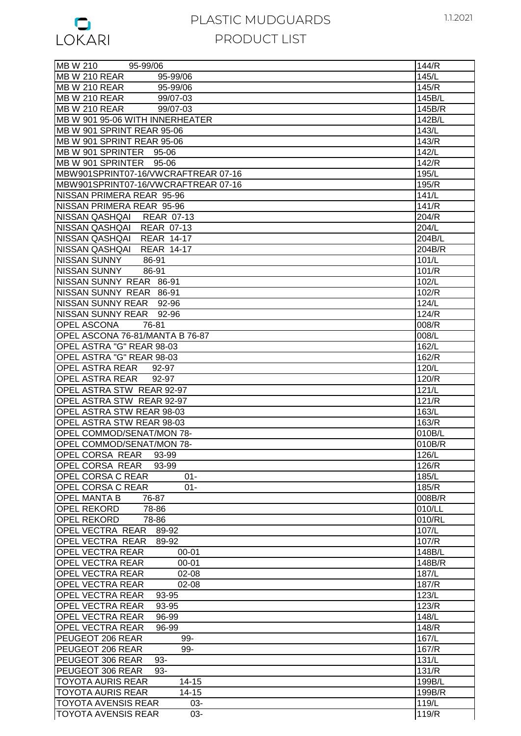# PLASTIC MUDGUARDS

## PRODUCT LIST

| | |
|---|---|
| MB W 210 95-99/06 | 144/R |
| MB W 210 REAR 95-99/06 | 145/L |
| MB W 210 REAR 95-99/06 | 145/R |
| MB W 210 REAR 99/07-03 | 145B/L |
| MB W 210 REAR 99/07-03 | 145B/R |
| MB W 901 95-06 WITH INNERHEATER | 142B/L |
| MB W 901 SPRINT REAR 95-06 | 143/L |
| MB W 901 SPRINT REAR 95-06 | 143/R |
| MB W 901 SPRINTER 95-06 | 142/L |
| MB W 901 SPRINTER 95-06 | 142/R |
| MBW901SPRINT07-16/VWCRAFTREAR 07-16 | 195/L |
| MBW901SPRINT07-16/VWCRAFTREAR 07-16 | 195/R |
| NISSAN PRIMERA REAR 95-96 | 141/L |
| NISSAN PRIMERA REAR 95-96 | 141/R |
| NISSAN QASHQAI REAR 07-13 | 204/R |
| NISSAN QASHQAI REAR 07-13 | 204/L |
| NISSAN QASHQAI REAR 14-17 | 204B/L |
| NISSAN QASHQAI REAR 14-17 | 204B/R |
| NISSAN SUNNY 86-91 | 101/L |
| NISSAN SUNNY 86-91 | 101/R |
| NISSAN SUNNY REAR 86-91 | 102/L |
| NISSAN SUNNY REAR 86-91 | 102/R |
| NISSAN SUNNY REAR 92-96 | 124/L |
| NISSAN SUNNY REAR 92-96 | 124/R |
| OPEL ASCONA 76-81 | 008/R |
| OPEL ASCONA 76-81/MANTA B 76-87 | 008/L |
| OPEL ASTRA "G" REAR 98-03 | 162/L |
| OPEL ASTRA "G" REAR 98-03 | 162/R |
| OPEL ASTRA REAR 92-97 | 120/L |
| OPEL ASTRA REAR 92-97 | 120/R |
| OPEL ASTRA STW REAR 92-97 | 121/L |
| OPEL ASTRA STW REAR 92-97 | 121/R |
| OPEL ASTRA STW REAR 98-03 | 163/L |
| OPEL ASTRA STW REAR 98-03 | 163/R |
| OPEL COMMOD/SENAT/MON 78- | 010B/L |
| OPEL COMMOD/SENAT/MON 78- | 010B/R |
| OPEL CORSA REAR 93-99 | 126/L |
| OPEL CORSA REAR 93-99 | 126/R |
| OPEL CORSA C REAR 01- | 185/L |
| OPEL CORSA C REAR 01- | 185/R |
| OPEL MANTA B 76-87 | 008B/R |
| OPEL REKORD 78-86 | 010/LL |
| OPEL REKORD 78-86 | 010/RL |
| OPEL VECTRA REAR 89-92 | 107/L |
| OPEL VECTRA REAR 89-92 | 107/R |
| OPEL VECTRA REAR 00-01 | 148B/L |
| OPEL VECTRA REAR 00-01 | 148B/R |
| OPEL VECTRA REAR 02-08 | 187/L |
| OPEL VECTRA REAR 02-08 | 187/R |
| OPEL VECTRA REAR 93-95 | 123/L |
| OPEL VECTRA REAR 93-95 | 123/R |
| OPEL VECTRA REAR 96-99 | 148/L |
| OPEL VECTRA REAR 96-99 | 148/R |
| PEUGEOT 206 REAR 99- | 167/L |
| PEUGEOT 206 REAR 99- | 167/R |
| PEUGEOT 306 REAR 93- | 131/L |
| PEUGEOT 306 REAR 93- | 131/R |
| TOYOTA AURIS REAR 14-15 | 199B/L |
| TOYOTA AURIS REAR 14-15 | 199B/R |
| TOYOTA AVENSIS REAR 03- | 119/L |
| TOYOTA AVENSIS REAR 03- | 119/R |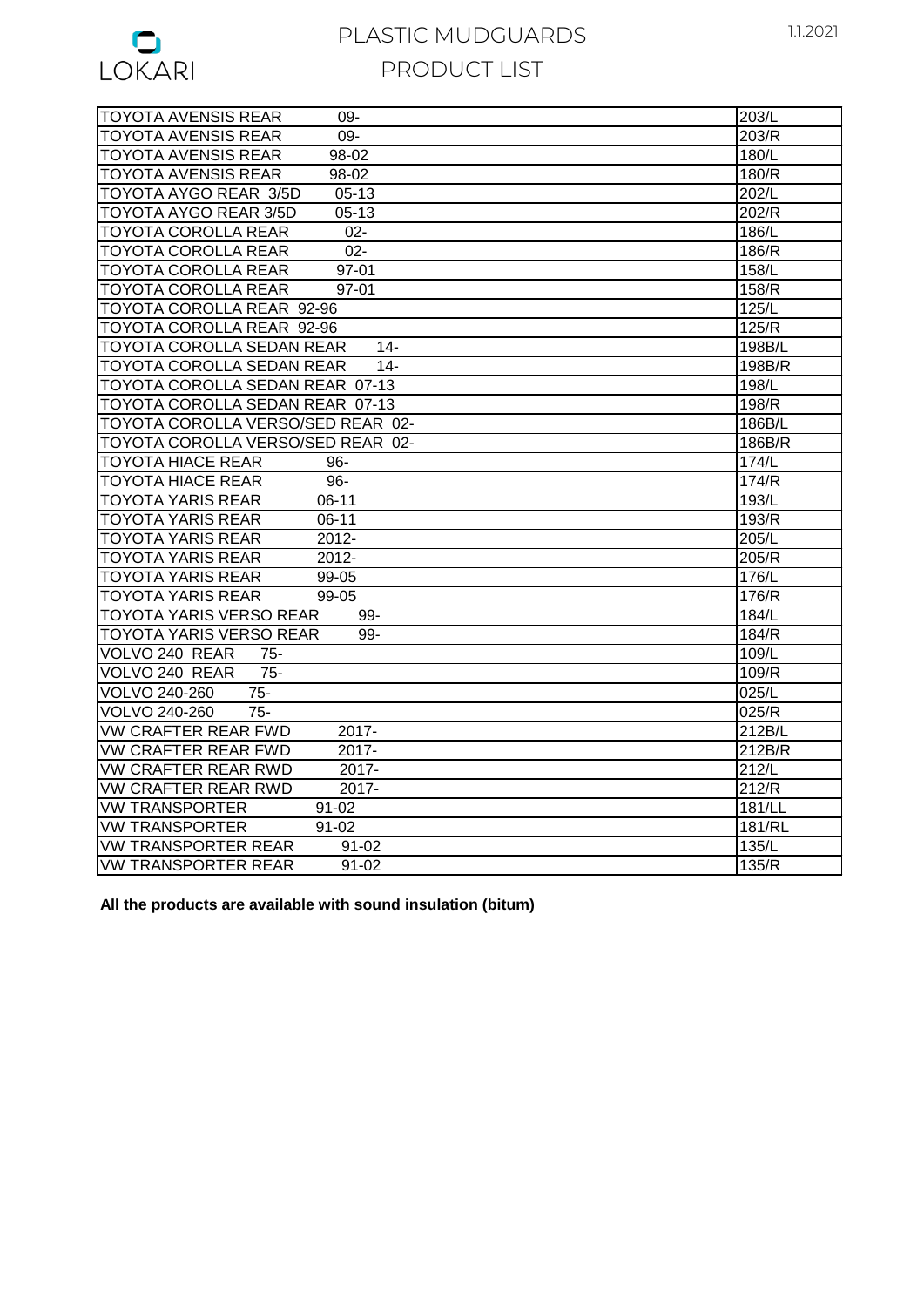# PLASTIC MUDGUARDS

## PRODUCT LIST

| | |
|---|---|
| TOYOTA AVENSIS REAR 09- | 203/L |
| TOYOTA AVENSIS REAR 09- | 203/R |
| TOYOTA AVENSIS REAR 98-02 | 180/L |
| TOYOTA AVENSIS REAR 98-02 | 180/R |
| TOYOTA AYGO REAR 3/5D 05-13 | 202/L |
| TOYOTA AYGO REAR 3/5D 05-13 | 202/R |
| TOYOTA COROLLA REAR 02- | 186/L |
| TOYOTA COROLLA REAR 02- | 186/R |
| TOYOTA COROLLA REAR 97-01 | 158/L |
| TOYOTA COROLLA REAR 97-01 | 158/R |
| TOYOTA COROLLA REAR 92-96 | 125/L |
| TOYOTA COROLLA REAR 92-96 | 125/R |
| TOYOTA COROLLA SEDAN REAR 14- | 198B/L |
| TOYOTA COROLLA SEDAN REAR 14- | 198B/R |
| TOYOTA COROLLA SEDAN REAR 07-13 | 198/L |
| TOYOTA COROLLA SEDAN REAR 07-13 | 198/R |
| TOYOTA COROLLA VERSO/SED REAR 02- | 186B/L |
| TOYOTA COROLLA VERSO/SED REAR 02- | 186B/R |
| TOYOTA HIACE REAR 96- | 174/L |
| TOYOTA HIACE REAR 96- | 174/R |
| TOYOTA YARIS REAR 06-11 | 193/L |
| TOYOTA YARIS REAR 06-11 | 193/R |
| TOYOTA YARIS REAR 2012- | 205/L |
| TOYOTA YARIS REAR 2012- | 205/R |
| TOYOTA YARIS REAR 99-05 | 176/L |
| TOYOTA YARIS REAR 99-05 | 176/R |
| TOYOTA YARIS VERSO REAR 99- | 184/L |
| TOYOTA YARIS VERSO REAR 99- | 184/R |
| VOLVO 240 REAR 75- | 109/L |
| VOLVO 240 REAR 75- | 109/R |
| VOLVO 240-260 75- | 025/L |
| VOLVO 240-260 75- | 025/R |
| VW CRAFTER REAR FWD 2017- | 212B/L |
| VW CRAFTER REAR FWD 2017- | 212B/R |
| VW CRAFTER REAR RWD 2017- | 212/L |
| VW CRAFTER REAR RWD 2017- | 212/R |
| VW TRANSPORTER 91-02 | 181/LL |
| VW TRANSPORTER 91-02 | 181/RL |
| VW TRANSPORTER REAR 91-02 | 135/L |
| VW TRANSPORTER REAR 91-02 | 135/R |

**All the products are available with sound insulation (bitum)**